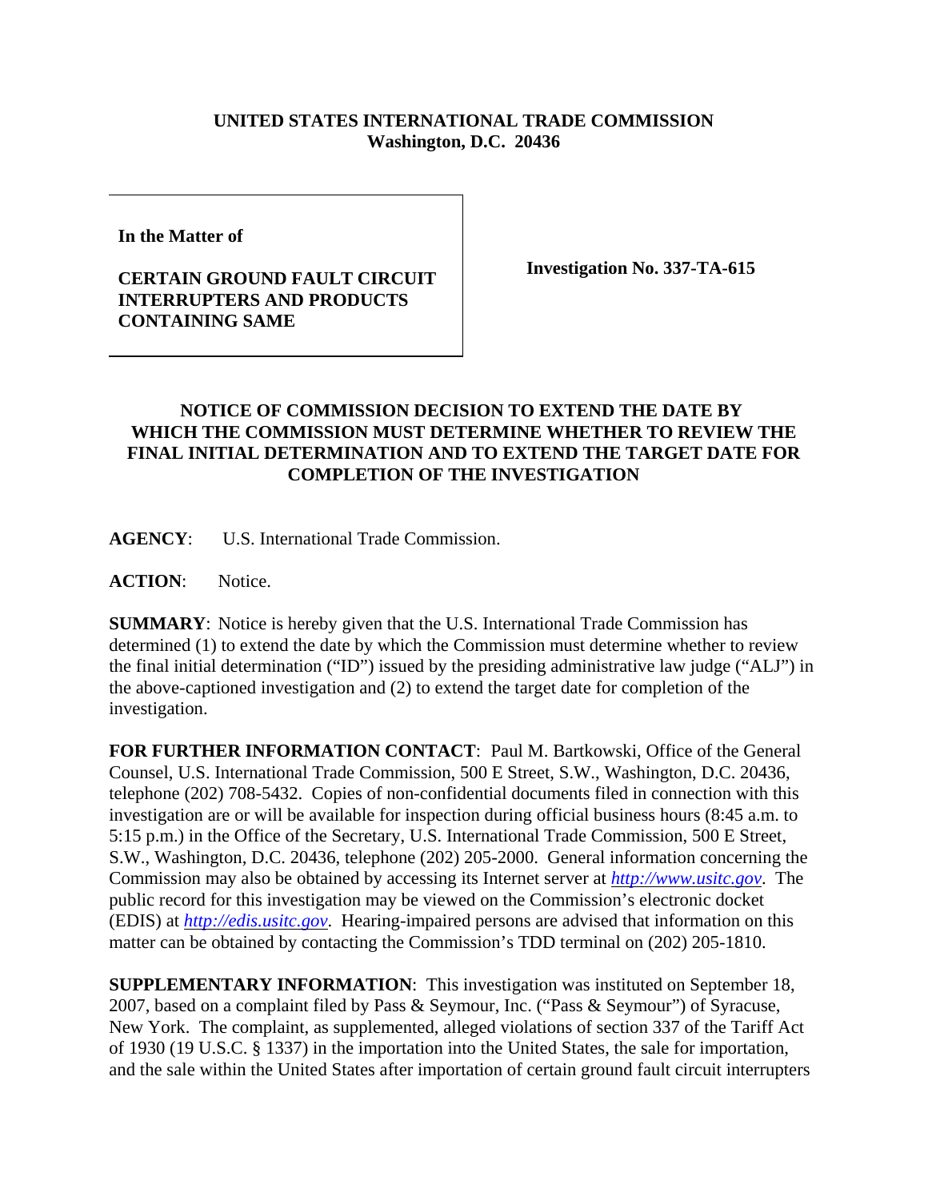**UNITED STATES INTERNATIONAL TRADE COMMISSION**
**Washington, D.C. 20436**

**In the Matter of**

**CERTAIN GROUND FAULT CIRCUIT INTERRUPTERS AND PRODUCTS CONTAINING SAME**

**Investigation No. 337-TA-615**

## NOTICE OF COMMISSION DECISION TO EXTEND THE DATE BY WHICH THE COMMISSION MUST DETERMINE WHETHER TO REVIEW THE FINAL INITIAL DETERMINATION AND TO EXTEND THE TARGET DATE FOR COMPLETION OF THE INVESTIGATION

**AGENCY**: U.S. International Trade Commission.

**ACTION**: Notice.

**SUMMARY**: Notice is hereby given that the U.S. International Trade Commission has determined (1) to extend the date by which the Commission must determine whether to review the final initial determination ("ID") issued by the presiding administrative law judge ("ALJ") in the above-captioned investigation and (2) to extend the target date for completion of the investigation.

**FOR FURTHER INFORMATION CONTACT**: Paul M. Bartkowski, Office of the General Counsel, U.S. International Trade Commission, 500 E Street, S.W., Washington, D.C. 20436, telephone (202) 708-5432. Copies of non-confidential documents filed in connection with this investigation are or will be available for inspection during official business hours (8:45 a.m. to 5:15 p.m.) in the Office of the Secretary, U.S. International Trade Commission, 500 E Street, S.W., Washington, D.C. 20436, telephone (202) 205-2000. General information concerning the Commission may also be obtained by accessing its Internet server at *http://www.usitc.gov*. The public record for this investigation may be viewed on the Commission's electronic docket (EDIS) at *http://edis.usitc.gov*. Hearing-impaired persons are advised that information on this matter can be obtained by contacting the Commission's TDD terminal on (202) 205-1810.

**SUPPLEMENTARY INFORMATION**: This investigation was instituted on September 18, 2007, based on a complaint filed by Pass & Seymour, Inc. ("Pass & Seymour") of Syracuse, New York. The complaint, as supplemented, alleged violations of section 337 of the Tariff Act of 1930 (19 U.S.C. § 1337) in the importation into the United States, the sale for importation, and the sale within the United States after importation of certain ground fault circuit interrupters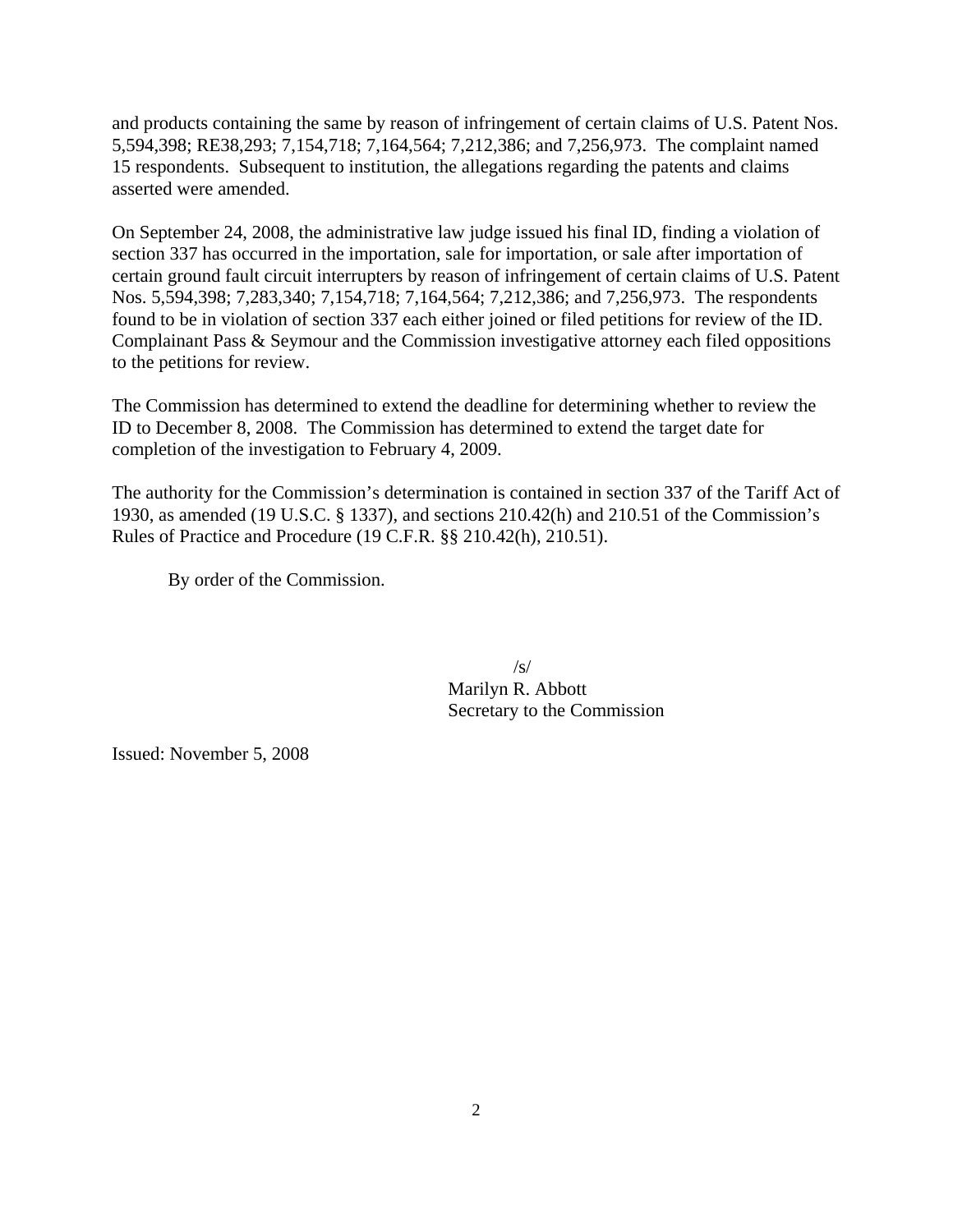and products containing the same by reason of infringement of certain claims of U.S. Patent Nos. 5,594,398; RE38,293; 7,154,718; 7,164,564; 7,212,386; and 7,256,973. The complaint named 15 respondents. Subsequent to institution, the allegations regarding the patents and claims asserted were amended.

On September 24, 2008, the administrative law judge issued his final ID, finding a violation of section 337 has occurred in the importation, sale for importation, or sale after importation of certain ground fault circuit interrupters by reason of infringement of certain claims of U.S. Patent Nos. 5,594,398; 7,283,340; 7,154,718; 7,164,564; 7,212,386; and 7,256,973. The respondents found to be in violation of section 337 each either joined or filed petitions for review of the ID. Complainant Pass & Seymour and the Commission investigative attorney each filed oppositions to the petitions for review.

The Commission has determined to extend the deadline for determining whether to review the ID to December 8, 2008. The Commission has determined to extend the target date for completion of the investigation to February 4, 2009.

The authority for the Commission's determination is contained in section 337 of the Tariff Act of 1930, as amended (19 U.S.C. § 1337), and sections 210.42(h) and 210.51 of the Commission's Rules of Practice and Procedure (19 C.F.R. §§ 210.42(h), 210.51).

By order of the Commission.

/s/
Marilyn R. Abbott
Secretary to the Commission

Issued: November 5, 2008